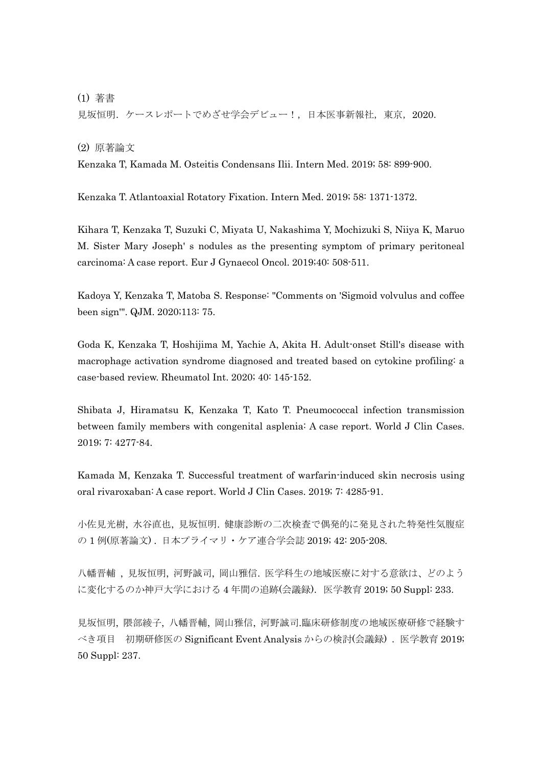(1) 著書

見坂恒明．ケースレポートでめざせ学会デビュー！，日本医事新報社，東京，2020.

(2) 原著論文

Kenzaka T, Kamada M. Osteitis Condensans Ilii. Intern Med. 2019; 58: 899-900.

Kenzaka T. Atlantoaxial Rotatory Fixation. Intern Med. 2019; 58: 1371-1372.

Kihara T, Kenzaka T, Suzuki C, Miyata U, Nakashima Y, Mochizuki S, Niiya K, Maruo M. Sister Mary Joseph' s nodules as the presenting symptom of primary peritoneal carcinoma: A case report. Eur J Gynaecol Oncol. 2019;40: 508-511.

Kadoya Y, Kenzaka T, Matoba S. Response: "Comments on 'Sigmoid volvulus and coffee been sign'". QJM. 2020;113: 75.

Goda K, Kenzaka T, Hoshijima M, Yachie A, Akita H. Adult-onset Still's disease with macrophage activation syndrome diagnosed and treated based on cytokine profiling: a case-based review. Rheumatol Int. 2020; 40: 145-152.

Shibata J, Hiramatsu K, Kenzaka T, Kato T. Pneumococcal infection transmission between family members with congenital asplenia: A case report. World J Clin Cases. 2019; 7: 4277-84.

Kamada M, Kenzaka T. Successful treatment of warfarin-induced skin necrosis using oral rivaroxaban: A case report. World J Clin Cases. 2019; 7: 4285-91.

小佐見光樹，水谷直也，見坂恒明．健康診断の二次検査で偶発的に発見された特発性気腹症の 1 例(原著論文)．日本プライマリ・ケア連合学会誌 2019; 42: 205-208.

八幡晋輔 ，見坂恒明，河野誠司，岡山雅信．医学科生の地域医療に対する意欲は、どのように変化するのか神戸大学における 4 年間の追跡(会議録)．医学教育 2019; 50 Suppl: 233.

見坂恒明，隈部綾子，八幡晋輔，岡山雅信，河野誠司.臨床研修制度の地域医療研修で経験すべき項目　初期研修医の Significant Event Analysis からの検討(会議録)．医学教育 2019; 50 Suppl: 237.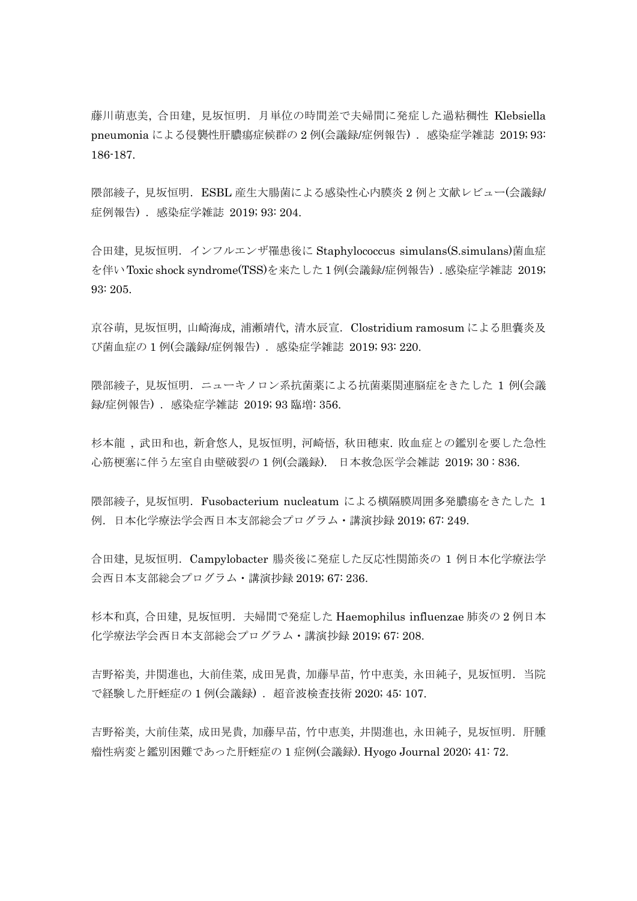藤川萌恵美, 合田建, 見坂恒明．月単位の時間差で夫婦間に発症した過粘稠性 Klebsiella pneumonia による侵襲性肝膿瘍症候群の 2 例(会議録/症例報告）．感染症学雑誌 2019; 93: 186-187.

隈部綾子, 見坂恒明．ESBL 産生大腸菌による感染性心内膜炎 2 例と文献レビュー(会議録/症例報告）．感染症学雑誌 2019; 93: 204.

合田建, 見坂恒明．インフルエンザ罹患後に Staphylococcus simulans(S.simulans)菌血症を伴い Toxic shock syndrome(TSS)を来たした 1 例(会議録/症例報告）. 感染症学雑誌 2019; 93: 205.

京谷萌, 見坂恒明, 山崎海成, 浦瀬靖代, 清水辰宣．Clostridium ramosum による胆嚢炎及び菌血症の 1 例(会議録/症例報告）．感染症学雑誌 2019; 93: 220.

隈部綾子, 見坂恒明．ニューキノロン系抗菌薬による抗菌薬関連脳症をきたした 1 例(会議録/症例報告）．感染症学雑誌 2019; 93 臨増: 356.

杉本龍 , 武田和也, 新倉悠人, 見坂恒明, 河崎悟, 秋田穂束. 敗血症との鑑別を要した急性心筋梗塞に伴う左室自由壁破裂の 1 例(会議録).　日本救急医学会雑誌 2019; 30 : 836.

隈部綾子, 見坂恒明．Fusobacterium nucleatum による横隔膜周囲多発膿瘍をきたした 1 例．日本化学療法学会西日本支部総会プログラム・講演抄録 2019; 67: 249.

合田建, 見坂恒明．Campylobacter 腸炎後に発症した反応性関節炎の 1 例日本化学療法学会西日本支部総会プログラム・講演抄録 2019; 67: 236.

杉本和真, 合田建, 見坂恒明．夫婦間で発症した Haemophilus influenzae 肺炎の 2 例日本化学療法学会西日本支部総会プログラム・講演抄録 2019; 67: 208.

吉野裕美, 井関進也, 大前佳菜, 成田晃貴, 加藤早苗, 竹中恵美, 永田純子, 見坂恒明．当院で経験した肝蛭症の 1 例(会議録）．超音波検査技術 2020; 45: 107.

吉野裕美, 大前佳菜, 成田晃貴, 加藤早苗, 竹中恵美, 井関進也, 永田純子, 見坂恒明．肝腫瘤性病変と鑑別困難であった肝蛭症の 1 症例(会議録). Hyogo Journal 2020; 41: 72.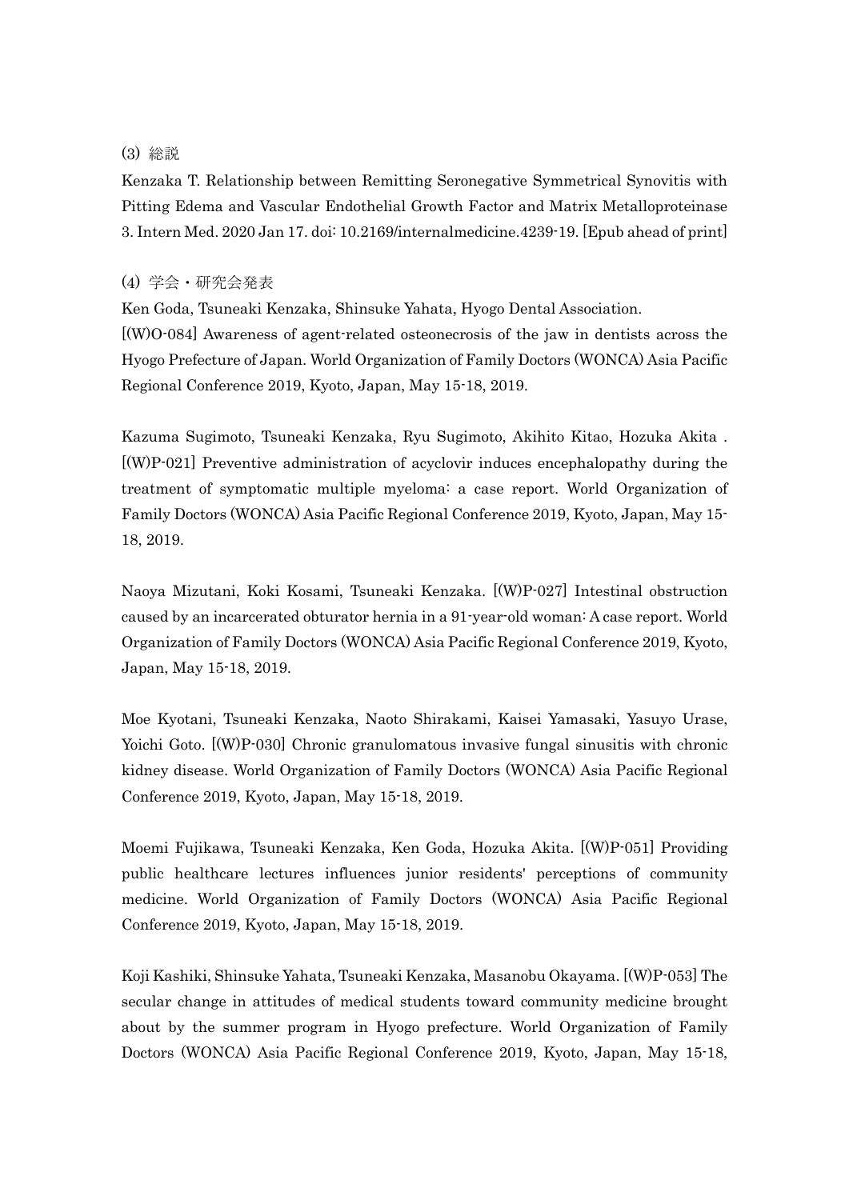(3) 総説

Kenzaka T. Relationship between Remitting Seronegative Symmetrical Synovitis with Pitting Edema and Vascular Endothelial Growth Factor and Matrix Metalloproteinase 3. Intern Med. 2020 Jan 17. doi: 10.2169/internalmedicine.4239-19. [Epub ahead of print]

(4) 学会・研究会発表

Ken Goda, Tsuneaki Kenzaka, Shinsuke Yahata, Hyogo Dental Association.
[(W)O-084] Awareness of agent-related osteonecrosis of the jaw in dentists across the Hyogo Prefecture of Japan. World Organization of Family Doctors (WONCA) Asia Pacific Regional Conference 2019, Kyoto, Japan, May 15-18, 2019.

Kazuma Sugimoto, Tsuneaki Kenzaka, Ryu Sugimoto, Akihito Kitao, Hozuka Akita . [(W)P-021] Preventive administration of acyclovir induces encephalopathy during the treatment of symptomatic multiple myeloma: a case report. World Organization of Family Doctors (WONCA) Asia Pacific Regional Conference 2019, Kyoto, Japan, May 15-18, 2019.

Naoya Mizutani, Koki Kosami, Tsuneaki Kenzaka. [(W)P-027] Intestinal obstruction caused by an incarcerated obturator hernia in a 91-year-old woman: A case report. World Organization of Family Doctors (WONCA) Asia Pacific Regional Conference 2019, Kyoto, Japan, May 15-18, 2019.

Moe Kyotani, Tsuneaki Kenzaka, Naoto Shirakami, Kaisei Yamasaki, Yasuyo Urase, Yoichi Goto. [(W)P-030] Chronic granulomatous invasive fungal sinusitis with chronic kidney disease. World Organization of Family Doctors (WONCA) Asia Pacific Regional Conference 2019, Kyoto, Japan, May 15-18, 2019.

Moemi Fujikawa, Tsuneaki Kenzaka, Ken Goda, Hozuka Akita. [(W)P-051] Providing public healthcare lectures influences junior residents' perceptions of community medicine. World Organization of Family Doctors (WONCA) Asia Pacific Regional Conference 2019, Kyoto, Japan, May 15-18, 2019.

Koji Kashiki, Shinsuke Yahata, Tsuneaki Kenzaka, Masanobu Okayama. [(W)P-053] The secular change in attitudes of medical students toward community medicine brought about by the summer program in Hyogo prefecture. World Organization of Family Doctors (WONCA) Asia Pacific Regional Conference 2019, Kyoto, Japan, May 15-18,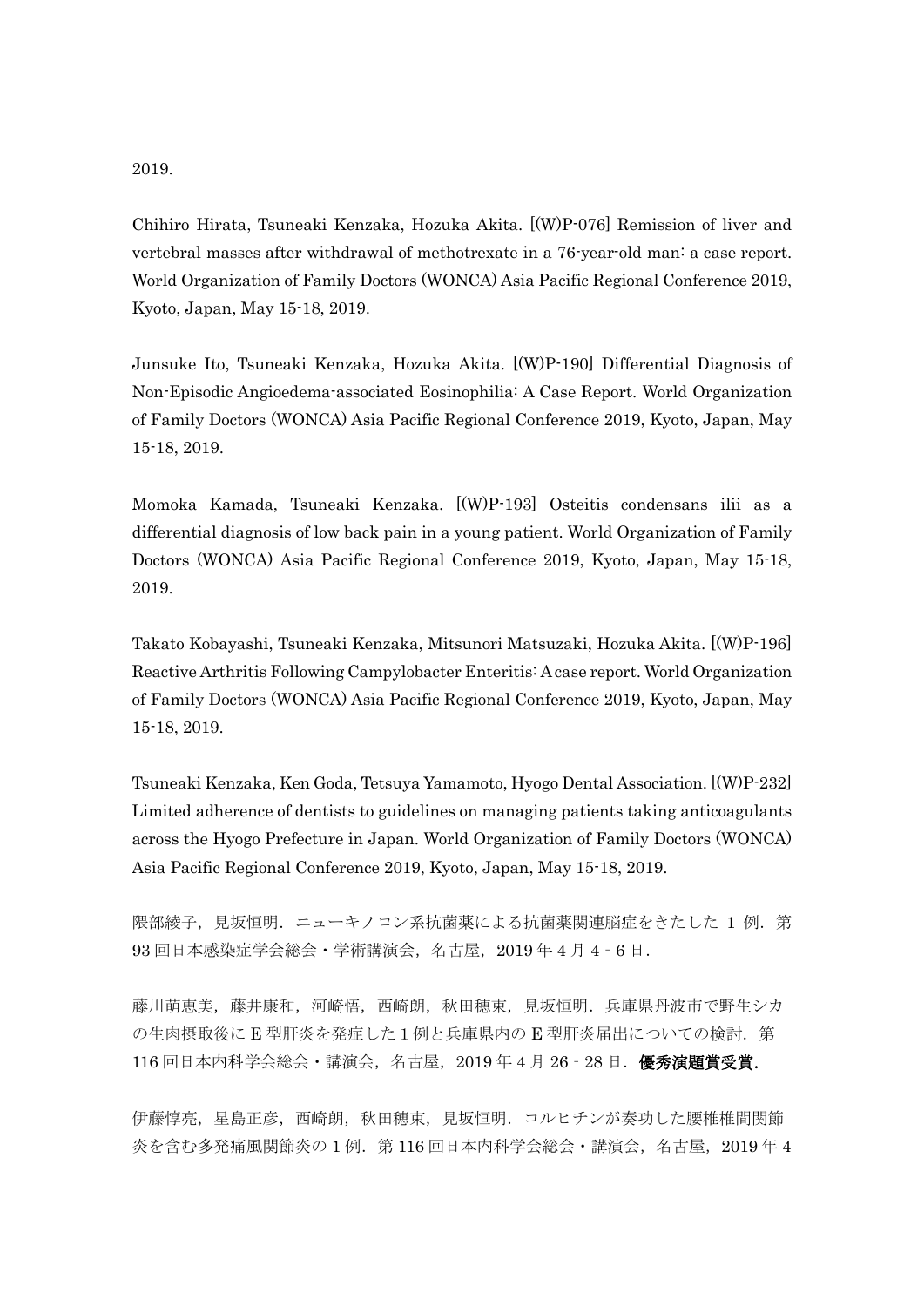2019.

Chihiro Hirata, Tsuneaki Kenzaka, Hozuka Akita. [(W)P-076] Remission of liver and vertebral masses after withdrawal of methotrexate in a 76-year-old man: a case report. World Organization of Family Doctors (WONCA) Asia Pacific Regional Conference 2019, Kyoto, Japan, May 15-18, 2019.

Junsuke Ito, Tsuneaki Kenzaka, Hozuka Akita. [(W)P-190] Differential Diagnosis of Non-Episodic Angioedema-associated Eosinophilia: A Case Report. World Organization of Family Doctors (WONCA) Asia Pacific Regional Conference 2019, Kyoto, Japan, May 15-18, 2019.

Momoka Kamada, Tsuneaki Kenzaka. [(W)P-193] Osteitis condensans ilii as a differential diagnosis of low back pain in a young patient. World Organization of Family Doctors (WONCA) Asia Pacific Regional Conference 2019, Kyoto, Japan, May 15-18, 2019.

Takato Kobayashi, Tsuneaki Kenzaka, Mitsunori Matsuzaki, Hozuka Akita. [(W)P-196] Reactive Arthritis Following Campylobacter Enteritis: A case report. World Organization of Family Doctors (WONCA) Asia Pacific Regional Conference 2019, Kyoto, Japan, May 15-18, 2019.

Tsuneaki Kenzaka, Ken Goda, Tetsuya Yamamoto, Hyogo Dental Association. [(W)P-232] Limited adherence of dentists to guidelines on managing patients taking anticoagulants across the Hyogo Prefecture in Japan. World Organization of Family Doctors (WONCA) Asia Pacific Regional Conference 2019, Kyoto, Japan, May 15-18, 2019.

隈部綾子，見坂恒明．ニューキノロン系抗菌薬による抗菌薬関連脳症をきたした 1 例．第 93 回日本感染症学会総会・学術講演会，名古屋，2019 年 4 月 4‐6 日．

藤川萌恵美，藤井康和，河崎悟，西崎朗，秋田穂束，見坂恒明．兵庫県丹波市で野生シカの生肉摂取後に E 型肝炎を発症した 1 例と兵庫県内の E 型肝炎届出についての検討．第 116 回日本内科学会総会・講演会，名古屋，2019 年 4 月 26‐28 日．**優秀演題賞受賞．**

伊藤惇亮，星島正彦，西崎朗，秋田穂束，見坂恒明．コルヒチンが奏功した腰椎椎間関節炎を含む多発痛風関節炎の 1 例．第 116 回日本内科学会総会・講演会，名古屋，2019 年 4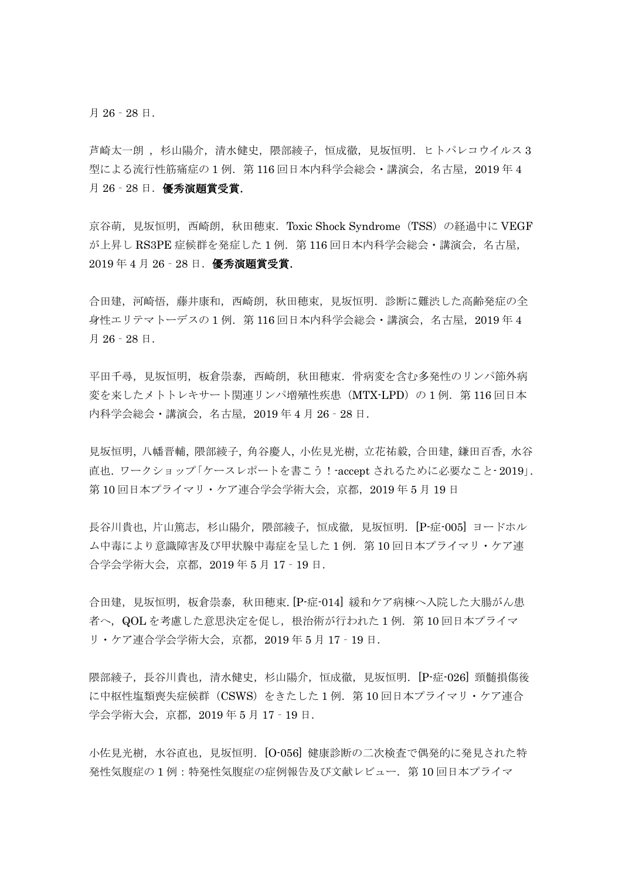月 26‐28 日．

芦崎太一朗 ，杉山陽介，清水健史，隈部綾子，恒成徹，見坂恒明．ヒトパレコウイルス 3 型による流行性筋痛症の 1 例．第 116 回日本内科学会総会・講演会，名古屋，2019 年 4 月 26‐28 日．**優秀演題賞受賞．**

京谷萌，見坂恒明，西崎朗，秋田穂束．Toxic Shock Syndrome（TSS）の経過中に VEGF が上昇し RS3PE 症候群を発症した 1 例．第 116 回日本内科学会総会・講演会，名古屋，2019 年 4 月 26‐28 日．**優秀演題賞受賞．**

合田建，河崎悟，藤井康和，西崎朗，秋田穂束，見坂恒明．診断に難渋した高齢発症の全身性エリテマトーデスの 1 例．第 116 回日本内科学会総会・講演会，名古屋，2019 年 4 月 26‐28 日．

平田千尋，見坂恒明，板倉崇泰，西崎朗，秋田穂束．骨病変を含む多発性のリンパ節外病変を来したメトトレキサート関連リンパ増殖性疾患（MTX-LPD）の 1 例．第 116 回日本内科学会総会・講演会，名古屋，2019 年 4 月 26‐28 日．

見坂恒明，八幡晋輔，隈部綾子，角谷慶人，小佐見光樹，立花祐毅，合田建，鎌田百香，水谷直也．ワークショップ「ケースレポートを書こう！-accept されるために必要なこと- 2019」．第 10 回日本プライマリ・ケア連合学会学術大会，京都，2019 年 5 月 19 日

長谷川貴也，片山篤志，杉山陽介，隈部綾子，恒成徹，見坂恒明．[P-症-005] ヨードホルム中毒により意識障害及び甲状腺中毒症を呈した 1 例．第 10 回日本プライマリ・ケア連合学会学術大会，京都，2019 年 5 月 17‐19 日．

合田建，見坂恒明，板倉崇泰，秋田穂束. [P-症-014] 緩和ケア病棟へ入院した大腸がん患者へ，QOL を考慮した意思決定を促し，根治術が行われた 1 例．第 10 回日本プライマリ・ケア連合学会学術大会，京都，2019 年 5 月 17‐19 日．

隈部綾子，長谷川貴也，清水健史，杉山陽介，恒成徹，見坂恒明．[P-症-026] 頸髄損傷後に中枢性塩類喪失症候群（CSWS）をきたした 1 例．第 10 回日本プライマリ・ケア連合学会学術大会，京都，2019 年 5 月 17‐19 日．

小佐見光樹，水谷直也，見坂恒明．[O-056] 健康診断の二次検査で偶発的に発見された特発性気腹症の 1 例：特発性気腹症の症例報告及び文献レビュー．第 10 回日本プライマ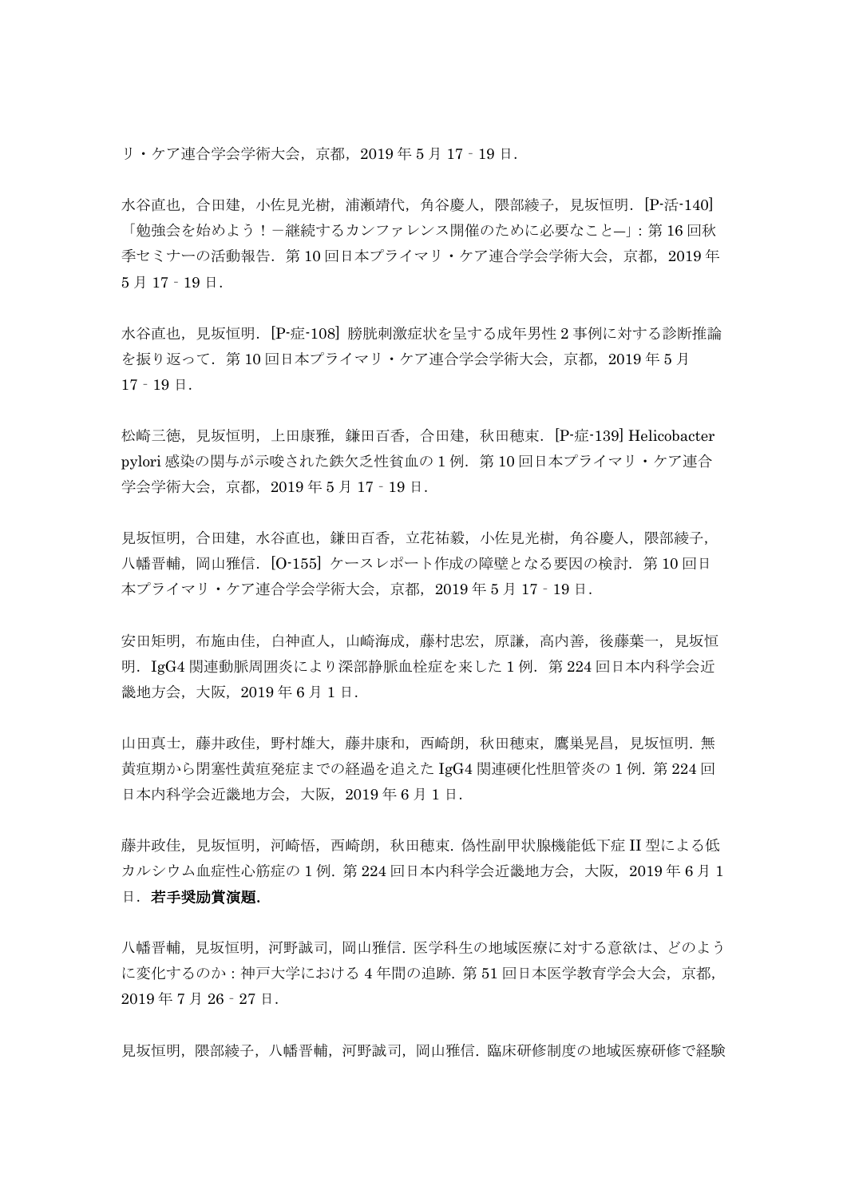リ・ケア連合学会学術大会，京都，2019 年 5 月 17‐19 日．

水谷直也，合田建，小佐見光樹，浦瀬靖代，角谷慶人，隈部綾子，見坂恒明．[P-活-140]「勉強会を始めよう！－継続するカンファレンス開催のために必要なこと─」: 第 16 回秋季セミナーの活動報告．第 10 回日本プライマリ・ケア連合学会学術大会，京都，2019 年 5 月 17‐19 日．

水谷直也，見坂恒明．[P-症-108] 膀胱刺激症状を呈する成年男性 2 事例に対する診断推論を振り返って．第 10 回日本プライマリ・ケア連合学会学術大会，京都，2019 年 5 月 17‐19 日．

松崎三徳，見坂恒明，上田康雅，鎌田百香，合田建，秋田穂束．[P-症-139] Helicobacter pylori 感染の関与が示唆された鉄欠乏性貧血の 1 例．第 10 回日本プライマリ・ケア連合学会学術大会，京都，2019 年 5 月 17‐19 日．

見坂恒明，合田建，水谷直也，鎌田百香，立花祐毅，小佐見光樹，角谷慶人，隈部綾子，八幡晋輔，岡山雅信．[O-155] ケースレポート作成の障壁となる要因の検討．第 10 回日本プライマリ・ケア連合学会学術大会，京都，2019 年 5 月 17‐19 日．

安田矩明，布施由佳，白神直人，山崎海成，藤村忠宏，原謙，高内善，後藤葉一，見坂恒明．IgG4 関連動脈周囲炎により深部静脈血栓症を来した 1 例．第 224 回日本内科学会近畿地方会，大阪，2019 年 6 月 1 日．

山田真士，藤井政佳，野村雄大，藤井康和，西崎朗，秋田穂束，鷹巣晃昌，見坂恒明．無黄疸期から閉塞性黄疸発症までの経過を追えた IgG4 関連硬化性胆管炎の 1 例．第 224 回日本内科学会近畿地方会，大阪，2019 年 6 月 1 日．

藤井政佳，見坂恒明，河崎悟，西崎朗，秋田穂束．偽性副甲状腺機能低下症 II 型による低カルシウム血症性心筋症の 1 例．第 224 回日本内科学会近畿地方会，大阪，2019 年 6 月 1 日．**若手奨励賞演題．**

八幡晋輔，見坂恒明，河野誠司，岡山雅信．医学科生の地域医療に対する意欲は、どのように変化するのか：神戸大学における 4 年間の追跡．第 51 回日本医学教育学会大会，京都，2019 年 7 月 26‐27 日．

見坂恒明，隈部綾子，八幡晋輔，河野誠司，岡山雅信．臨床研修制度の地域医療研修で経験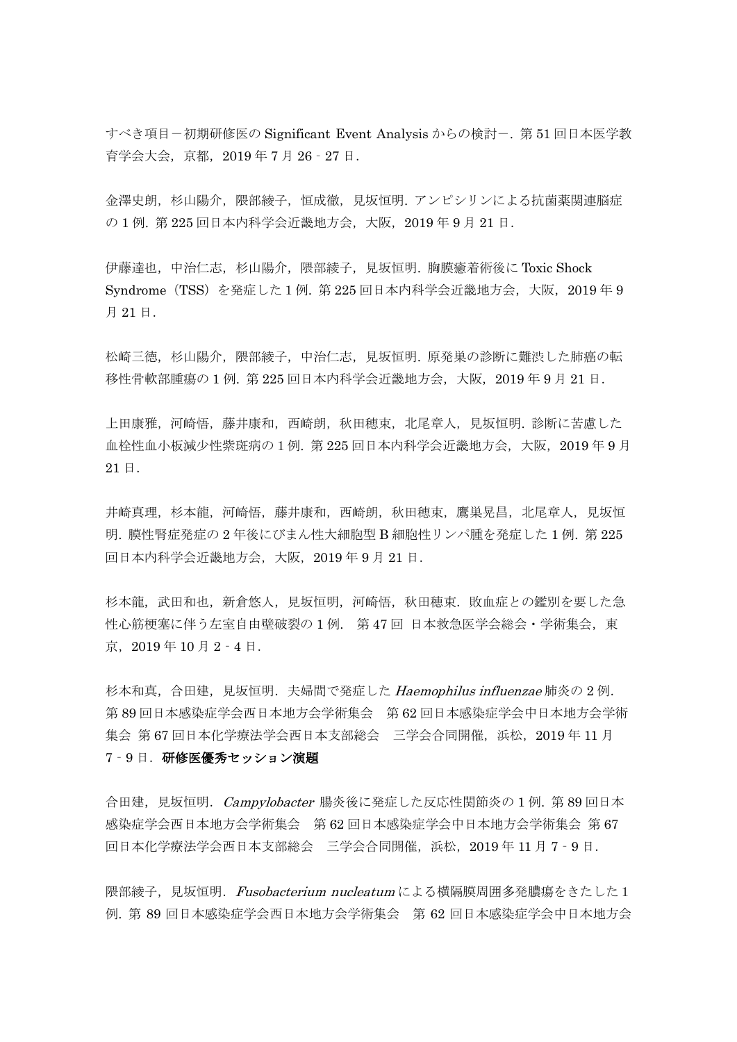すべき項目－初期研修医の Significant Event Analysis からの検討－．第 51 回日本医学教育学会大会，京都，2019 年 7 月 26‐27 日．

金澤史朗，杉山陽介，隈部綾子，恒成徹，見坂恒明．アンピシリンによる抗菌薬関連脳症の 1 例．第 225 回日本内科学会近畿地方会，大阪，2019 年 9 月 21 日．

伊藤達也，中治仁志，杉山陽介，隈部綾子，見坂恒明．胸膜癒着術後に Toxic Shock Syndrome（TSS）を発症した 1 例．第 225 回日本内科学会近畿地方会，大阪，2019 年 9 月 21 日．

松崎三徳，杉山陽介，隈部綾子，中治仁志，見坂恒明．原発巣の診断に難渋した肺癌の転移性骨軟部腫瘍の 1 例．第 225 回日本内科学会近畿地方会，大阪，2019 年 9 月 21 日．

上田康雅，河崎悟，藤井康和，西崎朗，秋田穂束，北尾章人，見坂恒明．診断に苦慮した血栓性血小板減少性紫斑病の 1 例．第 225 回日本内科学会近畿地方会，大阪，2019 年 9 月 21 日．

井崎真理，杉本龍，河崎悟，藤井康和，西崎朗，秋田穂束，鷹巣晃昌，北尾章人，見坂恒明．膜性腎症発症の 2 年後にびまん性大細胞型 B 細胞性リンパ腫を発症した 1 例．第 225 回日本内科学会近畿地方会，大阪，2019 年 9 月 21 日．

杉本龍，武田和也，新倉悠人，見坂恒明，河崎悟，秋田穂束．敗血症との鑑別を要した急性心筋梗塞に伴う左室自由壁破裂の 1 例．　第 47 回　日本救急医学会総会・学術集会，東京，2019 年 10 月 2‐4 日．

杉本和真，合田建，見坂恒明．夫婦間で発症した *Haemophilus influenzae* 肺炎の 2 例．第 89 回日本感染症学会西日本地方会学術集会　第 62 回日本感染症学会中日本地方会学術集会 第 67 回日本化学療法学会西日本支部総会　三学会合同開催，浜松，2019 年 11 月 7‐9 日．**研修医優秀セッション演題**

合田建，見坂恒明．*Campylobacter* 腸炎後に発症した反応性関節炎の 1 例．第 89 回日本感染症学会西日本地方会学術集会　第 62 回日本感染症学会中日本地方会学術集会 第 67 回日本化学療法学会西日本支部総会　三学会合同開催，浜松，2019 年 11 月 7‐9 日．

隈部綾子，見坂恒明．*Fusobacterium nucleatum* による横隔膜周囲多発膿瘍をきたした 1 例．第 89 回日本感染症学会西日本地方会学術集会　第 62 回日本感染症学会中日本地方会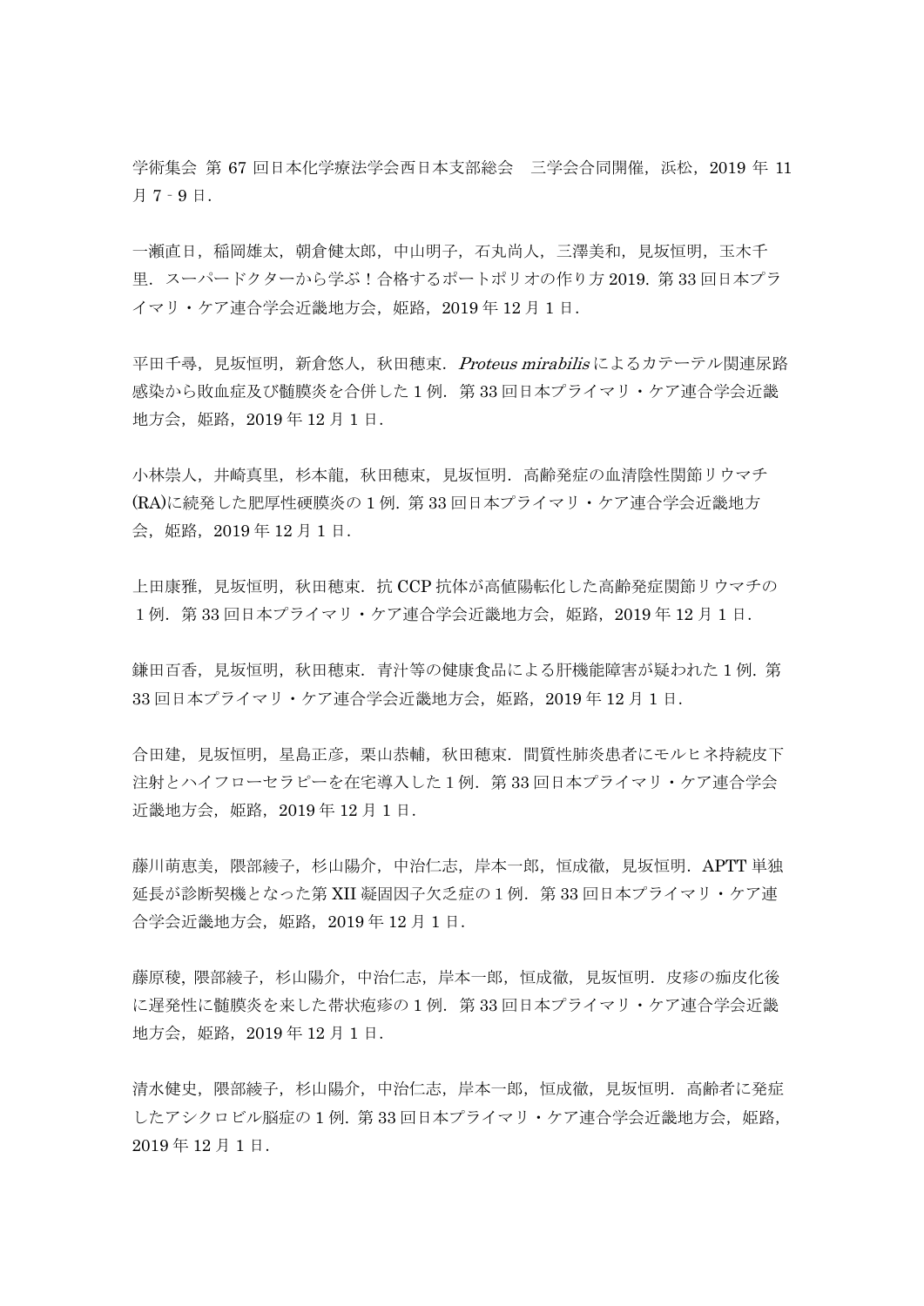学術集会 第 67 回日本化学療法学会西日本支部総会　三学会合同開催，浜松，2019 年 11 月 7‐9 日．

一瀬直日，稲岡雄太，朝倉健太郎，中山明子，石丸尚人，三澤美和，見坂恒明，玉木千里．スーパードクターから学ぶ！合格するポートポリオの作り方 2019．第 33 回日本プライマリ・ケア連合学会近畿地方会，姫路，2019 年 12 月 1 日．

平田千尋，見坂恒明，新倉悠人，秋田穂束．*Proteus mirabilis* によるカテーテル関連尿路感染から敗血症及び髄膜炎を合併した 1 例．第 33 回日本プライマリ・ケア連合学会近畿地方会，姫路，2019 年 12 月 1 日．

小林崇人，井崎真里，杉本龍，秋田穂束，見坂恒明．高齢発症の血清陰性関節リウマチ(RA)に続発した肥厚性硬膜炎の 1 例．第 33 回日本プライマリ・ケア連合学会近畿地方会，姫路，2019 年 12 月 1 日．

上田康雅，見坂恒明，秋田穂束．抗 CCP 抗体が高値陽転化した高齢発症関節リウマチの１例．第 33 回日本プライマリ・ケア連合学会近畿地方会，姫路，2019 年 12 月 1 日．

鎌田百香，見坂恒明，秋田穂束．青汁等の健康食品による肝機能障害が疑われた 1 例．第 33 回日本プライマリ・ケア連合学会近畿地方会，姫路，2019 年 12 月 1 日．

合田建，見坂恒明，星島正彦，栗山恭輔，秋田穂束．間質性肺炎患者にモルヒネ持続皮下注射とハイフローセラピーを在宅導入した 1 例．第 33 回日本プライマリ・ケア連合学会近畿地方会，姫路，2019 年 12 月 1 日．

藤川萌恵美，隈部綾子，杉山陽介，中治仁志，岸本一郎，恒成徹，見坂恒明．APTT 単独延長が診断契機となった第 XII 凝固因子欠乏症の 1 例．第 33 回日本プライマリ・ケア連合学会近畿地方会，姫路，2019 年 12 月 1 日．

藤原稜，隈部綾子，杉山陽介，中治仁志，岸本一郎，恒成徹，見坂恒明．皮疹の痂皮化後に遅発性に髄膜炎を来した帯状疱疹の 1 例．第 33 回日本プライマリ・ケア連合学会近畿地方会，姫路，2019 年 12 月 1 日．

清水健史，隈部綾子，杉山陽介，中治仁志，岸本一郎，恒成徹，見坂恒明．高齢者に発症したアシクロビル脳症の 1 例．第 33 回日本プライマリ・ケア連合学会近畿地方会，姫路，2019 年 12 月 1 日．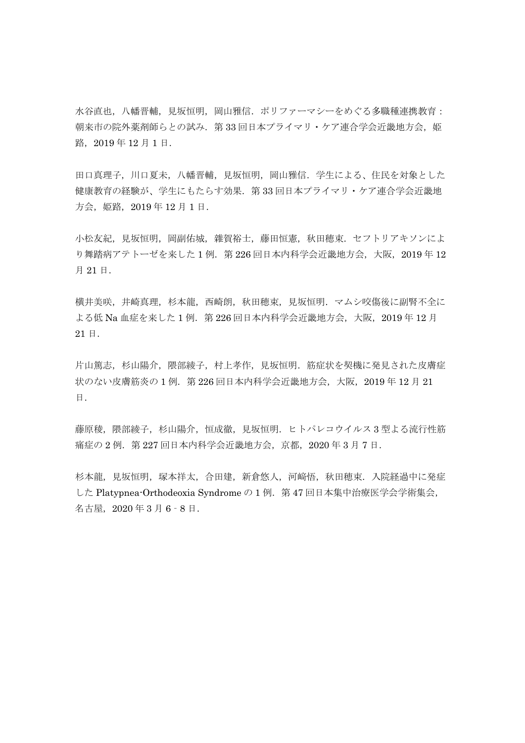水谷直也，八幡晋輔，見坂恒明，岡山雅信．ポリファーマシーをめぐる多職種連携教育：朝来市の院外薬剤師らとの試み．第 33 回日本プライマリ・ケア連合学会近畿地方会，姫路，2019 年 12 月 1 日．

田口真理子，川口夏未，八幡晋輔，見坂恒明，岡山雅信．学生による、住民を対象とした健康教育の経験が、学生にもたらす効果．第 33 回日本プライマリ・ケア連合学会近畿地方会，姫路，2019 年 12 月 1 日．

小松友紀，見坂恒明，岡副佑城，雜賀裕士，藤田恒憲，秋田穂束．セフトリアキソンにより舞踏病アテトーゼを来した 1 例．第 226 回日本内科学会近畿地方会，大阪，2019 年 12 月 21 日．

横井美咲，井崎真理，杉本龍，西崎朗，秋田穂束，見坂恒明．マムシ咬傷後に副腎不全による低 Na 血症を来した 1 例．第 226 回日本内科学会近畿地方会，大阪，2019 年 12 月 21 日．

片山篤志，杉山陽介，隈部綾子，村上孝作，見坂恒明．筋症状を契機に発見された皮膚症状のない皮膚筋炎の 1 例．第 226 回日本内科学会近畿地方会，大阪，2019 年 12 月 21 日．

藤原稜，隈部綾子，杉山陽介，恒成徹，見坂恒明．ヒトパレコウイルス 3 型よる流行性筋痛症の 2 例．第 227 回日本内科学会近畿地方会，京都，2020 年 3 月 7 日．

杉本龍，見坂恒明，塚本祥太，合田建，新倉悠人，河崎悟，秋田穂束．入院経過中に発症した Platypnea-Orthodeoxia Syndrome の 1 例．第 47 回日本集中治療医学会学術集会，名古屋，2020 年 3 月 6 - 8 日．